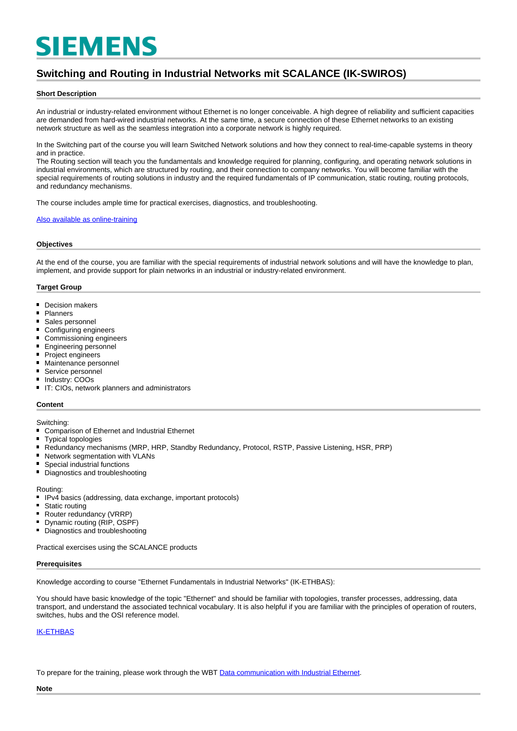SIEMENS

# Switching and Routing in Industrial Networks mit SCALANCE (IK-SWIROS)

## Short Description

An industrial or industry-related environment without Ethernet is no longer conceivable. A high degree of reliability and sufficient capacities are demanded from hard-wired industrial networks. At the same time, a secure connection of these Ethernet networks to an existing network structure as well as the seamless integration into a corporate network is highly required.

In the Switching part of the course you will learn Switched Network solutions and how they connect to real-time-capable systems in theory and in practice.
The Routing section will teach you the fundamentals and knowledge required for planning, configuring, and operating network solutions in industrial environments, which are structured by routing, and their connection to company networks. You will become familiar with the special requirements of routing solutions in industry and the required fundamentals of IP communication, static routing, routing protocols, and redundancy mechanisms.

The course includes ample time for practical exercises, diagnostics, and troubleshooting.

[Also available as online-training]

## Objectives

At the end of the course, you are familiar with the special requirements of industrial network solutions and will have the knowledge to plan, implement, and provide support for plain networks in an industrial or industry-related environment.

## Target Group

- Decision makers
- Planners
- Sales personnel
- Configuring engineers
- Commissioning engineers
- Engineering personnel
- Project engineers
- Maintenance personnel
- Service personnel
- Industry: COOs
- IT: CIOs, network planners and administrators

## Content

Switching:
- Comparison of Ethernet and Industrial Ethernet
- Typical topologies
- Redundancy mechanisms (MRP, HRP, Standby Redundancy, Protocol, RSTP, Passive Listening, HSR, PRP)
- Network segmentation with VLANs
- Special industrial functions
- Diagnostics and troubleshooting

Routing:
- IPv4 basics (addressing, data exchange, important protocols)
- Static routing
- Router redundancy (VRRP)
- Dynamic routing (RIP, OSPF)
- Diagnostics and troubleshooting

Practical exercises using the SCALANCE products

## Prerequisites

Knowledge according to course "Ethernet Fundamentals in Industrial Networks" (IK-ETHBAS):

You should have basic knowledge of the topic "Ethernet" and should be familiar with topologies, transfer processes, addressing, data transport, and understand the associated technical vocabulary. It is also helpful if you are familiar with the principles of operation of routers, switches, hubs and the OSI reference model.

[IK-ETHBAS]

To prepare for the training, please work through the WBT [Data communication with Industrial Ethernet].

## Note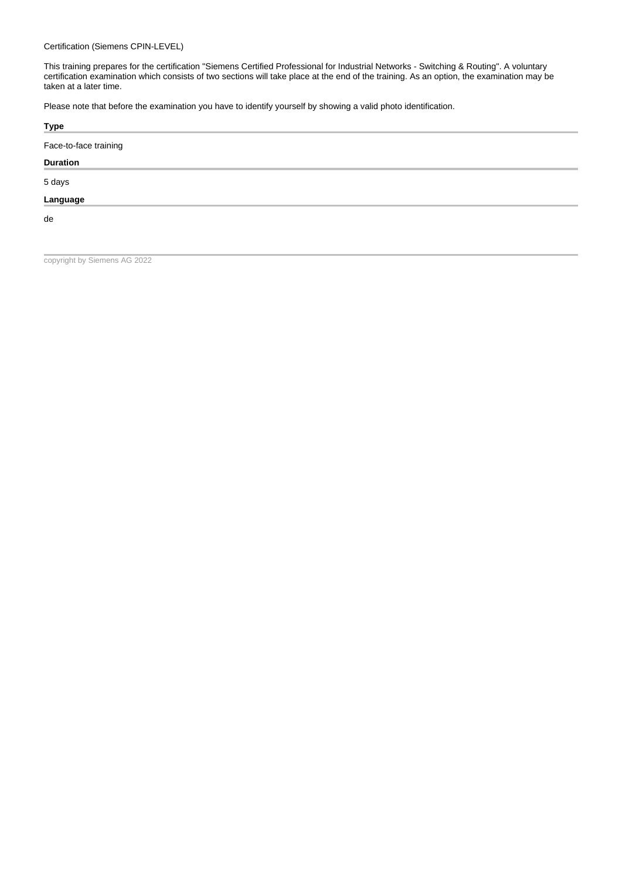Certification (Siemens CPIN-LEVEL)

This training prepares for the certification "Siemens Certified Professional for Industrial Networks - Switching & Routing". A voluntary certification examination which consists of two sections will take place at the end of the training. As an option, the examination may be taken at a later time.

Please note that before the examination you have to identify yourself by showing a valid photo identification.

**Type**

Face-to-face training

**Duration**

5 days

**Language**

de

copyright by Siemens AG 2022